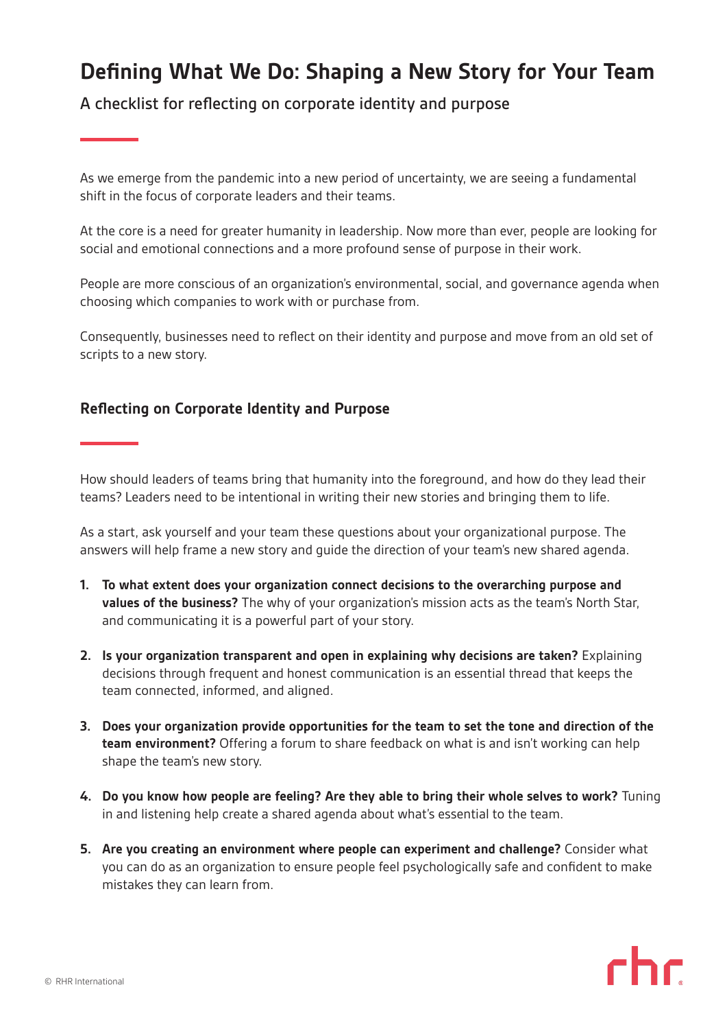# Defining What We Do: Shaping a New Story for Your Team

A checklist for reflecting on corporate identity and purpose

As we emerge from the pandemic into a new period of uncertainty, we are seeing a fundamental shift in the focus of corporate leaders and their teams.

At the core is a need for greater humanity in leadership. Now more than ever, people are looking for social and emotional connections and a more profound sense of purpose in their work.

People are more conscious of an organization's environmental, social, and governance agenda when choosing which companies to work with or purchase from.

Consequently, businesses need to reflect on their identity and purpose and move from an old set of scripts to a new story.

## Reflecting on Corporate Identity and Purpose

How should leaders of teams bring that humanity into the foreground, and how do they lead their teams? Leaders need to be intentional in writing their new stories and bringing them to life.

As a start, ask yourself and your team these questions about your organizational purpose. The answers will help frame a new story and guide the direction of your team's new shared agenda.

1. **To what extent does your organization connect decisions to the overarching purpose and values of the business?** The why of your organization's mission acts as the team's North Star, and communicating it is a powerful part of your story.

2. **Is your organization transparent and open in explaining why decisions are taken?** Explaining decisions through frequent and honest communication is an essential thread that keeps the team connected, informed, and aligned.

3. **Does your organization provide opportunities for the team to set the tone and direction of the team environment?** Offering a forum to share feedback on what is and isn't working can help shape the team's new story.

4. **Do you know how people are feeling? Are they able to bring their whole selves to work?** Tuning in and listening help create a shared agenda about what's essential to the team.

5. **Are you creating an environment where people can experiment and challenge?** Consider what you can do as an organization to ensure people feel psychologically safe and confident to make mistakes they can learn from.

© RHR International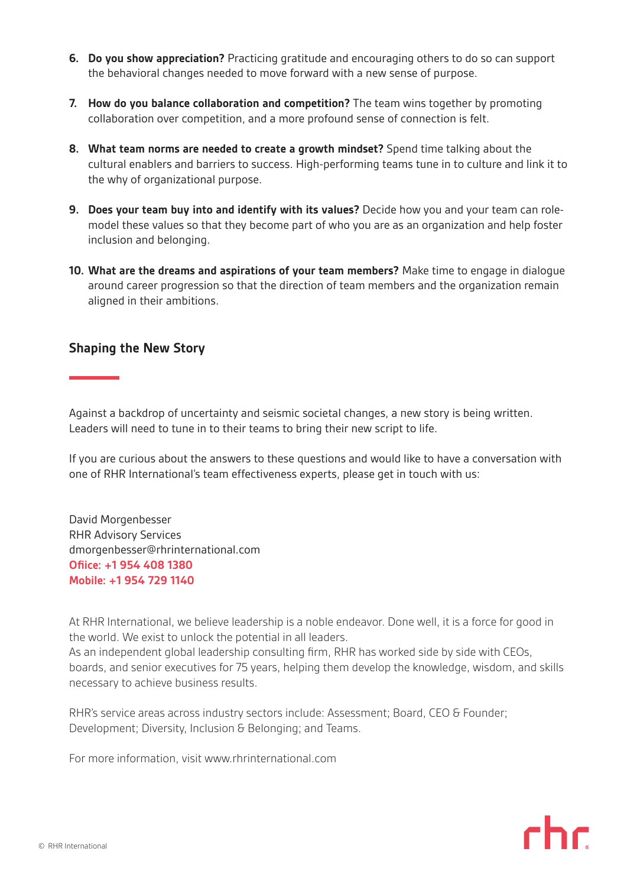6. **Do you show appreciation?** Practicing gratitude and encouraging others to do so can support the behavioral changes needed to move forward with a new sense of purpose.

7. **How do you balance collaboration and competition?** The team wins together by promoting collaboration over competition, and a more profound sense of connection is felt.

8. **What team norms are needed to create a growth mindset?** Spend time talking about the cultural enablers and barriers to success. High-performing teams tune in to culture and link it to the why of organizational purpose.

9. **Does your team buy into and identify with its values?** Decide how you and your team can role-model these values so that they become part of who you are as an organization and help foster inclusion and belonging.

10. **What are the dreams and aspirations of your team members?** Make time to engage in dialogue around career progression so that the direction of team members and the organization remain aligned in their ambitions.

## Shaping the New Story

Against a backdrop of uncertainty and seismic societal changes, a new story is being written. Leaders will need to tune in to their teams to bring their new script to life.

If you are curious about the answers to these questions and would like to have a conversation with one of RHR International's team effectiveness experts, please get in touch with us:

David Morgenbesser
RHR Advisory Services
dmorgenbesser@rhrinternational.com
**Ofiice: +1 954 408 1380**
**Mobile: +1 954 729 1140**

At RHR International, we believe leadership is a noble endeavor. Done well, it is a force for good in the world. We exist to unlock the potential in all leaders.
As an independent global leadership consulting firm, RHR has worked side by side with CEOs, boards, and senior executives for 75 years, helping them develop the knowledge, wisdom, and skills necessary to achieve business results.

RHR's service areas across industry sectors include: Assessment; Board, CEO & Founder; Development; Diversity, Inclusion & Belonging; and Teams.

For more information, visit www.rhrinternational.com

© RHR International